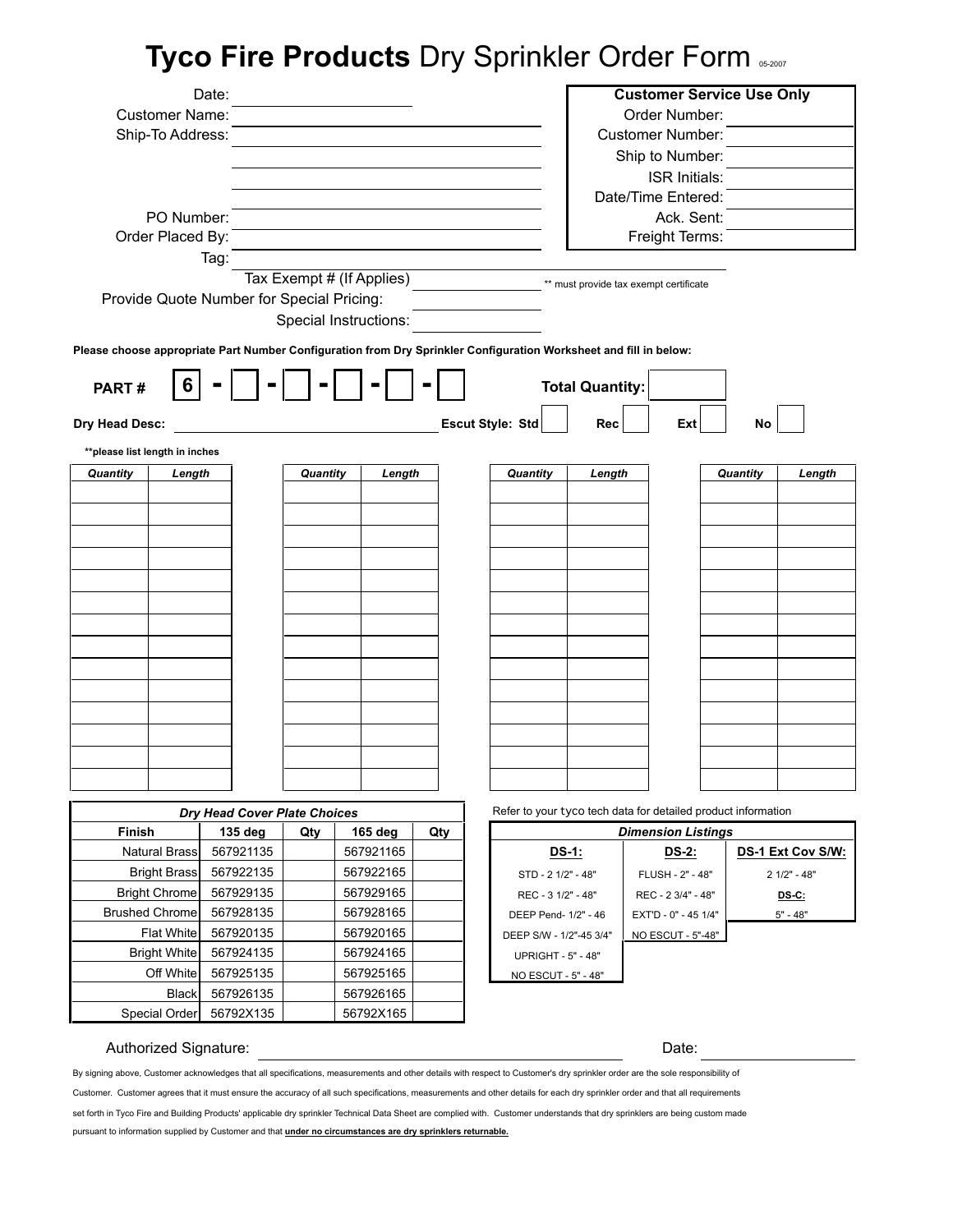# **Tyco Fire Products** Dry Sprinkler Order Form 05-2007

Date: ______________________

Customer Name: ______________________

Ship-To Address: ______________________

______________________

______________________

______________________

PO Number: ______________________

Order Placed By: ______________________

Tag: ______________________

Tax Exempt # (If Applies) ______________ ** must provide tax exempt certificate

Provide Quote Number for Special Pricing: ______________

Special Instructions: ______________

| **Customer Service Use Only** | |
|---|---|
| Order Number: | |
| Customer Number: | |
| Ship to Number: | |
| ISR Initials: | |
| Date/Time Entered: | |
| Ack. Sent: | |
| Freight Terms: | |

**Please choose appropriate Part Number Configuration from Dry Sprinkler Configuration Worksheet and fill in below:**

**PART #** 6 - [ ] - [ ] - [ ] - [ ] - [ ] **Total Quantity:** [ ]

**Dry Head Desc:** ______________________ **Escut Style: Std** [ ] **Rec** [ ] **Ext** [ ] **No** [ ]

**\*\*please list length in inches**

| *Quantity* | *Length* | | *Quantity* | *Length* | | *Quantity* | *Length* | | *Quantity* | *Length* |
|---|---|---|---|---|---|---|---|---|---|---|
| | | | | | | | | | | |
| | | | | | | | | | | |
| | | | | | | | | | | |
| | | | | | | | | | | |
| | | | | | | | | | | |
| | | | | | | | | | | |
| | | | | | | | | | | |
| | | | | | | | | | | |
| | | | | | | | | | | |
| | | | | | | | | | | |
| | | | | | | | | | | |
| | | | | | | | | | | |
| | | | | | | | | | | |
| | | | | | | | | | | |

| *Dry Head Cover Plate Choices* | | | | |
|---|---|---|---|---|
| **Finish** | **135 deg** | **Qty** | **165 deg** | **Qty** |
| Natural Brass | 567921135 | | 567921165 | |
| Bright Brass | 567922135 | | 567922165 | |
| Bright Chrome | 567929135 | | 567929165 | |
| Brushed Chrome | 567928135 | | 567928165 | |
| Flat White | 567920135 | | 567920165 | |
| Bright White | 567924135 | | 567924165 | |
| Off White | 567925135 | | 567925165 | |
| Black | 567926135 | | 567926165 | |
| Special Order | 56792X135 | | 56792X165 | |

Refer to your tyco tech data for detailed product information

| *Dimension Listings* | | |
|---|---|---|
| **DS-1:** | **DS-2:** | **DS-1 Ext Cov S/W:** |
| STD - 2 1/2" - 48" | FLUSH - 2" - 48" | 2 1/2" - 48" |
| REC - 3 1/2" - 48" | REC - 2 3/4" - 48" | **DS-C:** |
| DEEP Pend- 1/2" - 46 | EXT'D - 0" - 45 1/4" | 5" - 48" |
| DEEP S/W - 1/2"-45 3/4" | NO ESCUT - 5"-48" | |
| UPRIGHT - 5" - 48" | | |
| NO ESCUT - 5" - 48" | | |

Authorized Signature: ______________________ Date: ______________

By signing above, Customer acknowledges that all specifications, measurements and other details with respect to Customer's dry sprinkler order are the sole responsibility of Customer. Customer agrees that it must ensure the accuracy of all such specifications, measurements and other details for each dry sprinkler order and that all requirements set forth in Tyco Fire and Building Products' applicable dry sprinkler Technical Data Sheet are complied with. Customer understands that dry sprinklers are being custom made pursuant to information supplied by Customer and that **under no circumstances are dry sprinklers returnable.**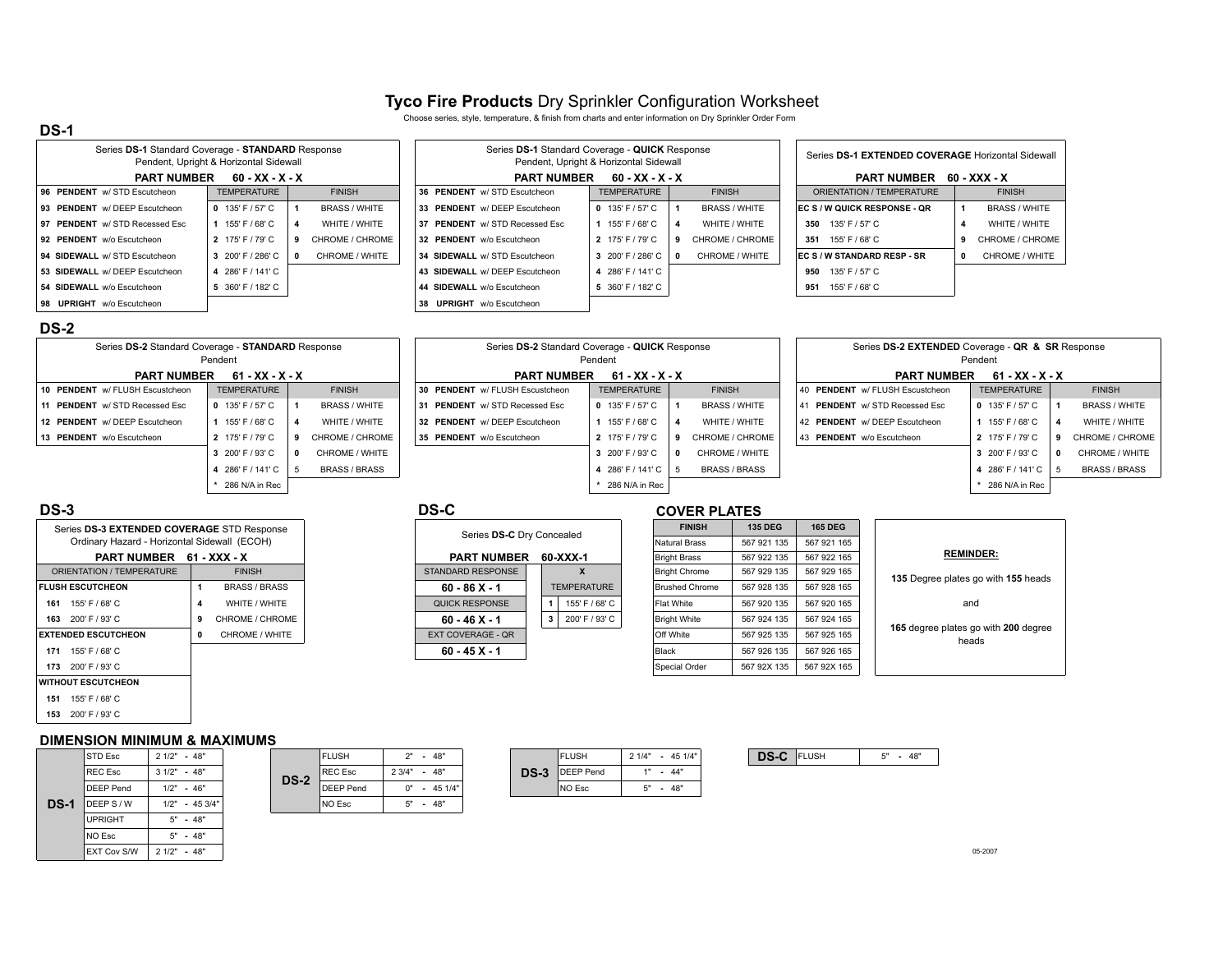# Tyco Fire Products Dry Sprinkler Configuration Worksheet

Choose series, style, temperature, & finish from charts and enter information on Dry Sprinkler Order Form

## DS-1

Series **DS-1** Standard Coverage - **STANDARD** Response
Pendent, Upright & Horizontal Sidewall

**PART NUMBER 60 - XX - X - X**

| | TEMPERATURE | | FINISH |
|---|---|---|---|
| **96 PENDENT** w/ STD Escutcheon | **0** 135' F / 57' C | **1** | BRASS / WHITE |
| **93 PENDENT** w/ DEEP Escutcheon | **1** 155' F / 68' C | **4** | WHITE / WHITE |
| **97 PENDENT** w/ STD Recessed Esc | **2** 175' F / 79' C | **9** | CHROME / CHROME |
| **92 PENDENT** w/o Escutcheon | **3** 200' F / 286' C | **0** | CHROME / WHITE |
| **94 SIDEWALL** w/ STD Escutcheon | **4** 286' F / 141' C | | |
| **53 SIDEWALL** w/ DEEP Escutcheon | **5** 360' F / 182' C | | |
| **54 SIDEWALL** w/o Escutcheon | | | |
| **98 UPRIGHT** w/o Escutcheon | | | |

Series **DS-1** Standard Coverage - **QUICK** Response
Pendent, Upright & Horizontal Sidewall

**PART NUMBER 60 - XX - X - X**

| | TEMPERATURE | | FINISH |
|---|---|---|---|
| **36 PENDENT** w/ STD Escutcheon | **0** 135' F / 57' C | **1** | BRASS / WHITE |
| **33 PENDENT** w/ DEEP Escutcheon | **1** 155' F / 68' C | **4** | WHITE / WHITE |
| **37 PENDENT** w/ STD Recessed Esc | **2** 175' F / 79' C | **9** | CHROME / CHROME |
| **32 PENDENT** w/o Escutcheon | **3** 200' F / 286' C | **0** | CHROME / WHITE |
| **34 SIDEWALL** w/ STD Escutcheon | **4** 286' F / 141' C | | |
| **43 SIDEWALL** w/ DEEP Escutcheon | **5** 360' F / 182' C | | |
| **44 SIDEWALL** w/o Escutcheon | | | |
| **38 UPRIGHT** w/o Escutcheon | | | |

Series **DS-1 EXTENDED COVERAGE** Horizontal Sidewall

**PART NUMBER 60 - XXX - X**

| ORIENTATION / TEMPERATURE | | FINISH |
|---|---|---|
| **EC S / W QUICK RESPONSE - QR** | **1** | BRASS / WHITE |
| **350** 135' F / 57' C | **4** | WHITE / WHITE |
| **351** 155' F / 68' C | **9** | CHROME / CHROME |
| **EC S / W STANDARD RESP - SR** | **0** | CHROME / WHITE |
| **950** 135' F / 57' C | | |
| **951** 155' F / 68' C | | |

## DS-2

Series **DS-2** Standard Coverage - **STANDARD** Response
Pendent

**PART NUMBER 61 - XX - X - X**

| | TEMPERATURE | | FINISH |
|---|---|---|---|
| **10 PENDENT** w/ FLUSH Escustcheon | **0** 135' F / 57' C | **1** | BRASS / WHITE |
| **11 PENDENT** w/ STD Recessed Esc | **1** 155' F / 68' C | **4** | WHITE / WHITE |
| **12 PENDENT** w/ DEEP Escutcheon | **2** 175' F / 79' C | **9** | CHROME / CHROME |
| **13 PENDENT** w/o Escutcheon | **3** 200' F / 93' C | **0** | CHROME / WHITE |
| | **4** 286' F / 141' C | 5 | BRASS / BRASS |
| | * 286 N/A in Rec | | |

Series **DS-2** Standard Coverage - **QUICK** Response
Pendent

**PART NUMBER 61 - XX - X - X**

| | TEMPERATURE | | FINISH |
|---|---|---|---|
| **30 PENDENT** w/ FLUSH Escustcheon | **0** 135' F / 57' C | **1** | BRASS / WHITE |
| **31 PENDENT** w/ STD Recessed Esc | **1** 155' F / 68' C | **4** | WHITE / WHITE |
| **32 PENDENT** w/ DEEP Escutcheon | **2** 175' F / 79' C | **9** | CHROME / CHROME |
| **35 PENDENT** w/o Escutcheon | **3** 200' F / 93' C | **0** | CHROME / WHITE |
| | **4** 286' F / 141' C | 5 | BRASS / BRASS |
| | * 286 N/A in Rec | | |

Series **DS-2 EXTENDED** Coverage - **QR & SR** Response
Pendent

**PART NUMBER 61 - XX - X - X**

| | TEMPERATURE | | FINISH |
|---|---|---|---|
| 40 **PENDENT** w/ FLUSH Escustcheon | **0** 135' F / 57' C | **1** | BRASS / WHITE |
| 41 **PENDENT** w/ STD Recessed Esc | **1** 155' F / 68' C | **4** | WHITE / WHITE |
| 42 **PENDENT** w/ DEEP Escutcheon | **2** 175' F / 79' C | **9** | CHROME / CHROME |
| 43 **PENDENT** w/o Escutcheon | **3** 200' F / 93' C | **0** | CHROME / WHITE |
| | **4** 286' F / 141' C | 5 | BRASS / BRASS |
| | * 286 N/A in Rec | | |

## DS-3

Series **DS-3 EXTENDED COVERAGE** STD Response
Ordinary Hazard - Horizontal Sidewall (ECOH)

**PART NUMBER 61 - XXX - X**

| ORIENTATION / TEMPERATURE | | FINISH |
|---|---|---|
| **FLUSH ESCUTCHEON** | **1** | BRASS / BRASS |
| **161** 155' F / 68' C | **4** | WHITE / WHITE |
| **163** 200' F / 93' C | **9** | CHROME / CHROME |
| **EXTENDED ESCUTCHEON** | **0** | CHROME / WHITE |
| **171** 155' F / 68' C | | |
| **173** 200' F / 93' C | | |
| **WITHOUT ESCUTCHEON** | | |
| **151** 155' F / 68' C | | |
| **153** 200' F / 93' C | | |

## DS-C

Series **DS-C** Dry Concealed

**PART NUMBER 60-XXX-1**

| STANDARD RESPONSE | | X |
|---|---|---|
| **60 - 86 X - 1** | | TEMPERATURE |
| QUICK RESPONSE | **1** | 155' F / 68' C |
| **60 - 46 X - 1** | **3** | 200' F / 93' C |
| EXT COVERAGE - QR | | |
| **60 - 45 X - 1** | | |

## COVER PLATES

| FINISH | 135 DEG | 165 DEG |
|---|---|---|
| Natural Brass | 567 921 135 | 567 921 165 |
| Bright Brass | 567 922 135 | 567 922 165 |
| Bright Chrome | 567 929 135 | 567 929 165 |
| Brushed Chrome | 567 928 135 | 567 928 165 |
| Flat White | 567 920 135 | 567 920 165 |
| Bright White | 567 924 135 | 567 924 165 |
| Off White | 567 925 135 | 567 925 165 |
| Black | 567 926 135 | 567 926 165 |
| Special Order | 567 92X 135 | 567 92X 165 |

**REMINDER:**

**135** Degree plates go with **155** heads

and

**165** degree plates go with **200** degree heads

## DIMENSION MINIMUM & MAXIMUMS

| | | |
|---|---|---|
| **DS-1** | STD Esc | 2 1/2" - 48" |
| | REC Esc | 3 1/2" - 48" |
| | DEEP Pend | 1/2" - 46" |
| | DEEP S / W | 1/2" - 45 3/4" |
| | UPRIGHT | 5" - 48" |
| | NO Esc | 5" - 48" |
| | EXT Cov S/W | 2 1/2" - 48" |

| | | |
|---|---|---|
| **DS-2** | FLUSH | 2" - 48" |
| | REC Esc | 2 3/4" - 48" |
| | DEEP Pend | 0" - 45 1/4" |
| | NO Esc | 5" - 48" |

| | | |
|---|---|---|
| **DS-3** | FLUSH | 2 1/4" - 45 1/4" |
| | DEEP Pend | 1" - 44" |
| | NO Esc | 5" - 48" |

| | | |
|---|---|---|
| **DS-C** | FLUSH | 5" - 48" |

05-2007